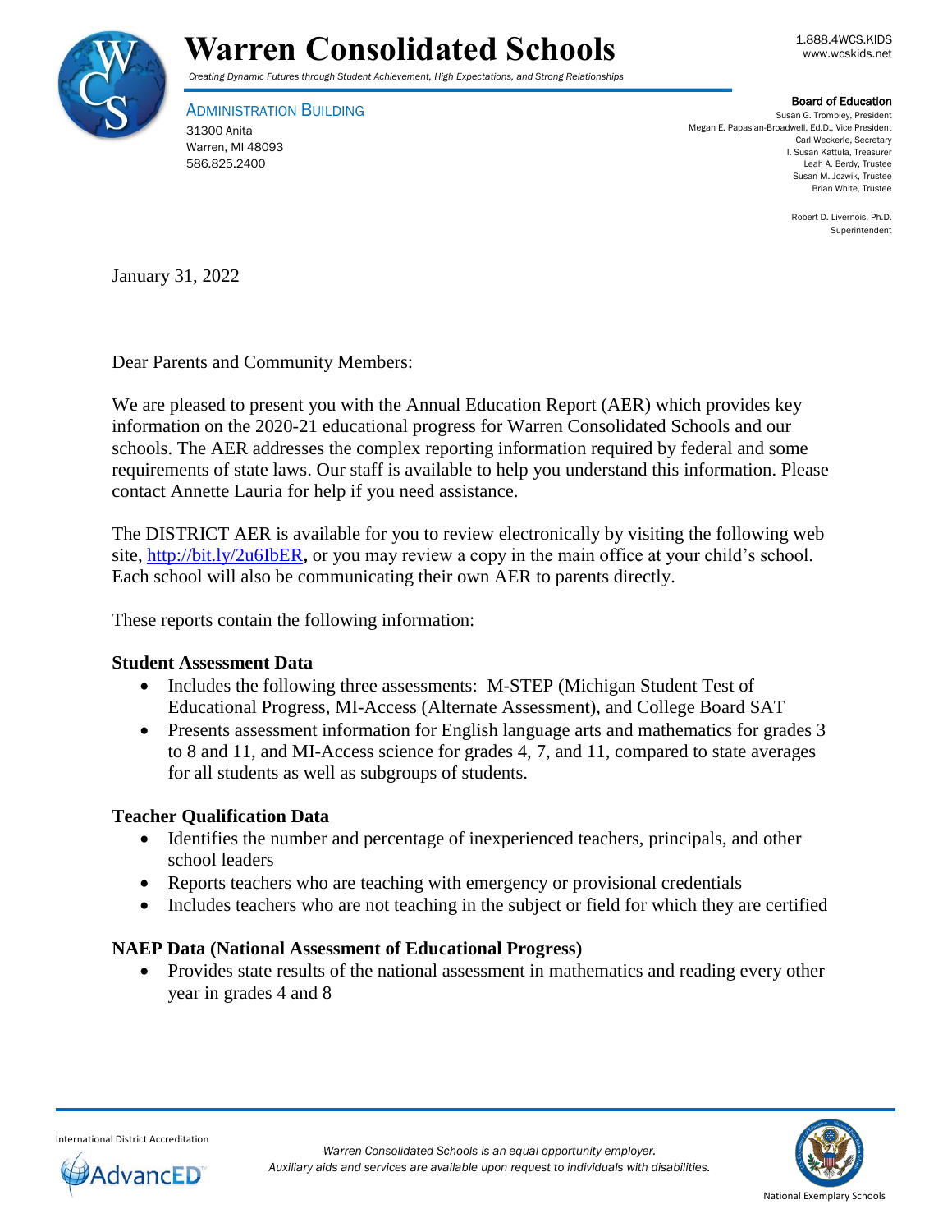# Warren Consolidated Schools

*Creating Dynamic Futures through Student Achievement, High Expectations, and Strong Relationships*

1.888.4WCS.KIDS
www.wcskids.net

ADMINISTRATION BUILDING
31300 Anita
Warren, MI 48093
586.825.2400

**Board of Education**
Susan G. Trombley, President
Megan E. Papasian-Broadwell, Ed.D., Vice President
Carl Weckerle, Secretary
I. Susan Kattula, Treasurer
Leah A. Berdy, Trustee
Susan M. Jozwik, Trustee
Brian White, Trustee

Robert D. Livernois, Ph.D.
Superintendent

January 31, 2022

Dear Parents and Community Members:

We are pleased to present you with the Annual Education Report (AER) which provides key information on the 2020-21 educational progress for Warren Consolidated Schools and our schools. The AER addresses the complex reporting information required by federal and some requirements of state laws. Our staff is available to help you understand this information. Please contact Annette Lauria for help if you need assistance.

The DISTRICT AER is available for you to review electronically by visiting the following web site, http://bit.ly/2u6IbER**,** or you may review a copy in the main office at your child's school. Each school will also be communicating their own AER to parents directly.

These reports contain the following information:

**Student Assessment Data**

- Includes the following three assessments: M-STEP (Michigan Student Test of Educational Progress, MI-Access (Alternate Assessment), and College Board SAT
- Presents assessment information for English language arts and mathematics for grades 3 to 8 and 11, and MI-Access science for grades 4, 7, and 11, compared to state averages for all students as well as subgroups of students.

**Teacher Qualification Data**

- Identifies the number and percentage of inexperienced teachers, principals, and other school leaders
- Reports teachers who are teaching with emergency or provisional credentials
- Includes teachers who are not teaching in the subject or field for which they are certified

**NAEP Data (National Assessment of Educational Progress)**

- Provides state results of the national assessment in mathematics and reading every other year in grades 4 and 8

International District Accreditation
AdvancED

*Warren Consolidated Schools is an equal opportunity employer.*
*Auxiliary aids and services are available upon request to individuals with disabilities.*

National Exemplary Schools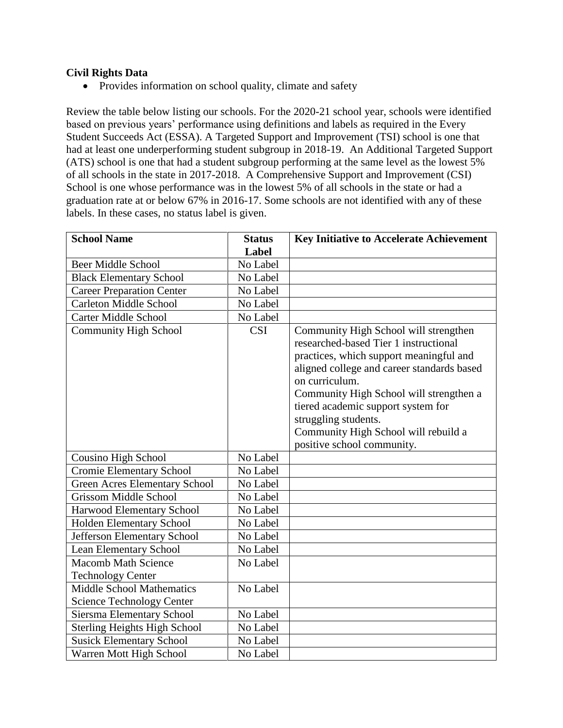**Civil Rights Data**

- Provides information on school quality, climate and safety

Review the table below listing our schools. For the 2020-21 school year, schools were identified based on previous years' performance using definitions and labels as required in the Every Student Succeeds Act (ESSA). A Targeted Support and Improvement (TSI) school is one that had at least one underperforming student subgroup in 2018-19. An Additional Targeted Support (ATS) school is one that had a student subgroup performing at the same level as the lowest 5% of all schools in the state in 2017-2018. A Comprehensive Support and Improvement (CSI) School is one whose performance was in the lowest 5% of all schools in the state or had a graduation rate at or below 67% in 2016-17. Some schools are not identified with any of these labels. In these cases, no status label is given.

| School Name | Status Label | Key Initiative to Accelerate Achievement |
|---|---|---|
| Beer Middle School | No Label | |
| Black Elementary School | No Label | |
| Career Preparation Center | No Label | |
| Carleton Middle School | No Label | |
| Carter Middle School | No Label | |
| Community High School | CSI | Community High School will strengthen researched-based Tier 1 instructional practices, which support meaningful and aligned college and career standards based on curriculum. Community High School will strengthen a tiered academic support system for struggling students. Community High School will rebuild a positive school community. |
| Cousino High School | No Label | |
| Cromie Elementary School | No Label | |
| Green Acres Elementary School | No Label | |
| Grissom Middle School | No Label | |
| Harwood Elementary School | No Label | |
| Holden Elementary School | No Label | |
| Jefferson Elementary School | No Label | |
| Lean Elementary School | No Label | |
| Macomb Math Science Technology Center | No Label | |
| Middle School Mathematics Science Technology Center | No Label | |
| Siersma Elementary School | No Label | |
| Sterling Heights High School | No Label | |
| Susick Elementary School | No Label | |
| Warren Mott High School | No Label | |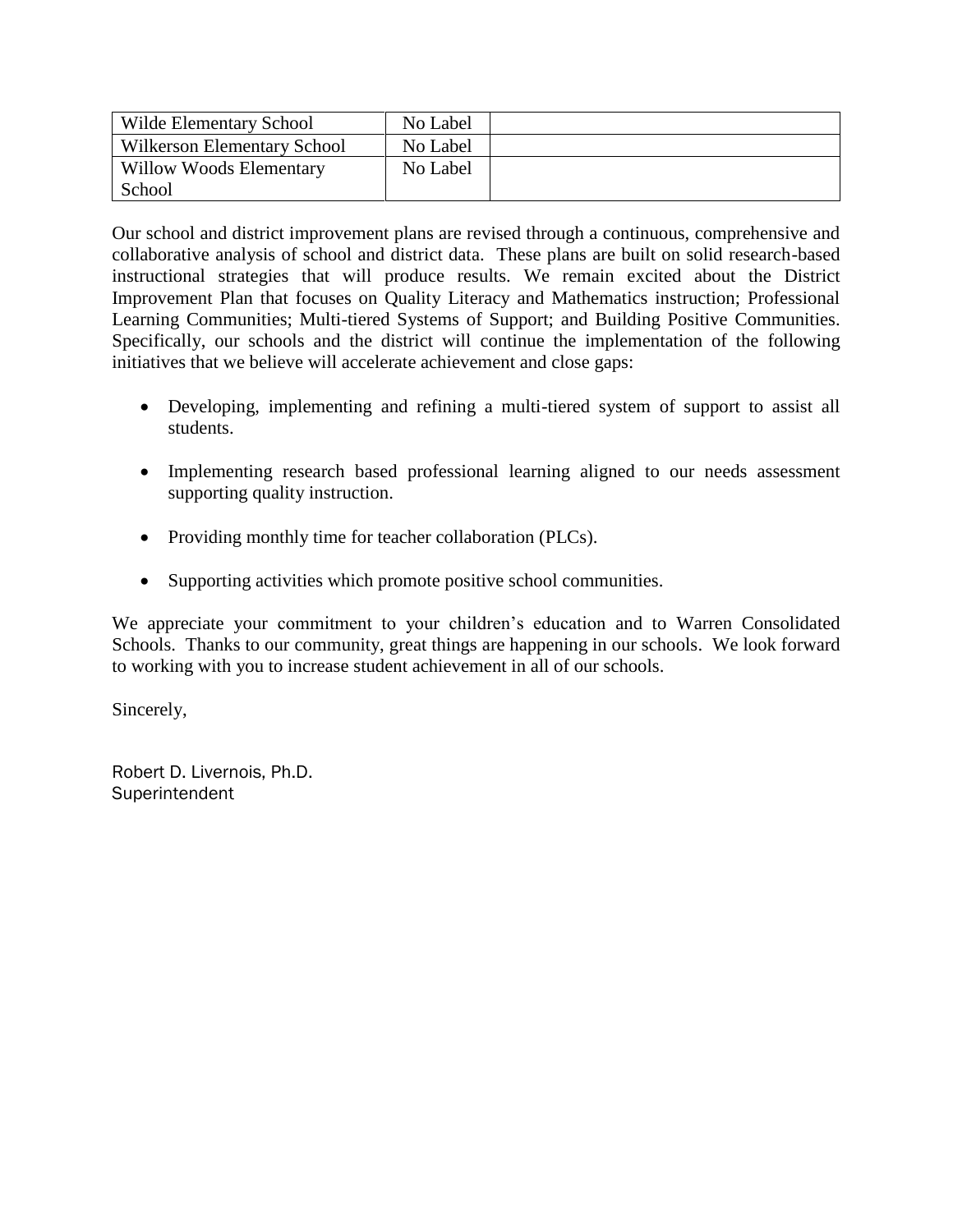| | | |
|---|---|---|
| Wilde Elementary School | No Label | |
| Wilkerson Elementary School | No Label | |
| Willow Woods Elementary School | No Label | |

Our school and district improvement plans are revised through a continuous, comprehensive and collaborative analysis of school and district data. These plans are built on solid research-based instructional strategies that will produce results. We remain excited about the District Improvement Plan that focuses on Quality Literacy and Mathematics instruction; Professional Learning Communities; Multi-tiered Systems of Support; and Building Positive Communities. Specifically, our schools and the district will continue the implementation of the following initiatives that we believe will accelerate achievement and close gaps:

- Developing, implementing and refining a multi-tiered system of support to assist all students.
- Implementing research based professional learning aligned to our needs assessment supporting quality instruction.
- Providing monthly time for teacher collaboration (PLCs).
- Supporting activities which promote positive school communities.

We appreciate your commitment to your children's education and to Warren Consolidated Schools. Thanks to our community, great things are happening in our schools. We look forward to working with you to increase student achievement in all of our schools.

Sincerely,

Robert D. Livernois, Ph.D.
Superintendent